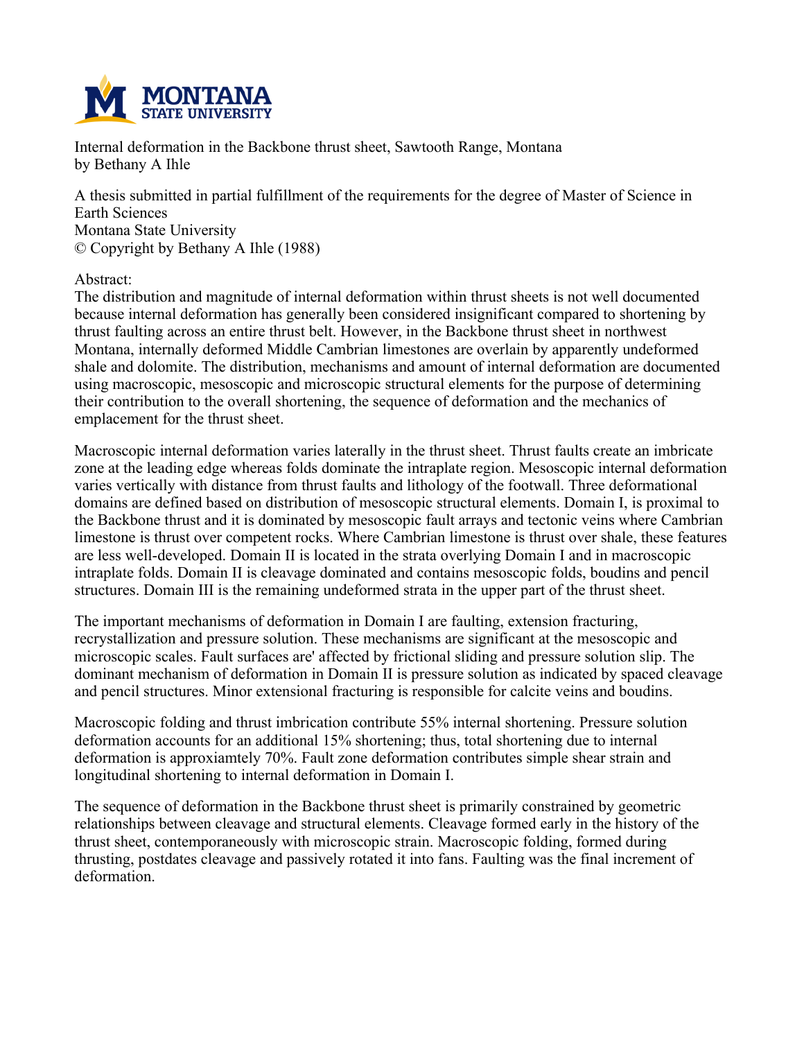Internal deformation in the Backbone thrust sheet, Sawtooth Range, Montana
by Bethany A Ihle

A thesis submitted in partial fulfillment of the requirements for the degree of Master of Science in Earth Sciences
Montana State University
© Copyright by Bethany A Ihle (1988)

Abstract:
The distribution and magnitude of internal deformation within thrust sheets is not well documented because internal deformation has generally been considered insignificant compared to shortening by thrust faulting across an entire thrust belt. However, in the Backbone thrust sheet in northwest Montana, internally deformed Middle Cambrian limestones are overlain by apparently undeformed shale and dolomite. The distribution, mechanisms and amount of internal deformation are documented using macroscopic, mesoscopic and microscopic structural elements for the purpose of determining their contribution to the overall shortening, the sequence of deformation and the mechanics of emplacement for the thrust sheet.

Macroscopic internal deformation varies laterally in the thrust sheet. Thrust faults create an imbricate zone at the leading edge whereas folds dominate the intraplate region. Mesoscopic internal deformation varies vertically with distance from thrust faults and lithology of the footwall. Three deformational domains are defined based on distribution of mesoscopic structural elements. Domain I, is proximal to the Backbone thrust and it is dominated by mesoscopic fault arrays and tectonic veins where Cambrian limestone is thrust over competent rocks. Where Cambrian limestone is thrust over shale, these features are less well-developed. Domain II is located in the strata overlying Domain I and in macroscopic intraplate folds. Domain II is cleavage dominated and contains mesoscopic folds, boudins and pencil structures. Domain III is the remaining undeformed strata in the upper part of the thrust sheet.

The important mechanisms of deformation in Domain I are faulting, extension fracturing, recrystallization and pressure solution. These mechanisms are significant at the mesoscopic and microscopic scales. Fault surfaces are' affected by frictional sliding and pressure solution slip. The dominant mechanism of deformation in Domain II is pressure solution as indicated by spaced cleavage and pencil structures. Minor extensional fracturing is responsible for calcite veins and boudins.

Macroscopic folding and thrust imbrication contribute 55% internal shortening. Pressure solution deformation accounts for an additional 15% shortening; thus, total shortening due to internal deformation is approxiamtely 70%. Fault zone deformation contributes simple shear strain and longitudinal shortening to internal deformation in Domain I.

The sequence of deformation in the Backbone thrust sheet is primarily constrained by geometric relationships between cleavage and structural elements. Cleavage formed early in the history of the thrust sheet, contemporaneously with microscopic strain. Macroscopic folding, formed during thrusting, postdates cleavage and passively rotated it into fans. Faulting was the final increment of deformation.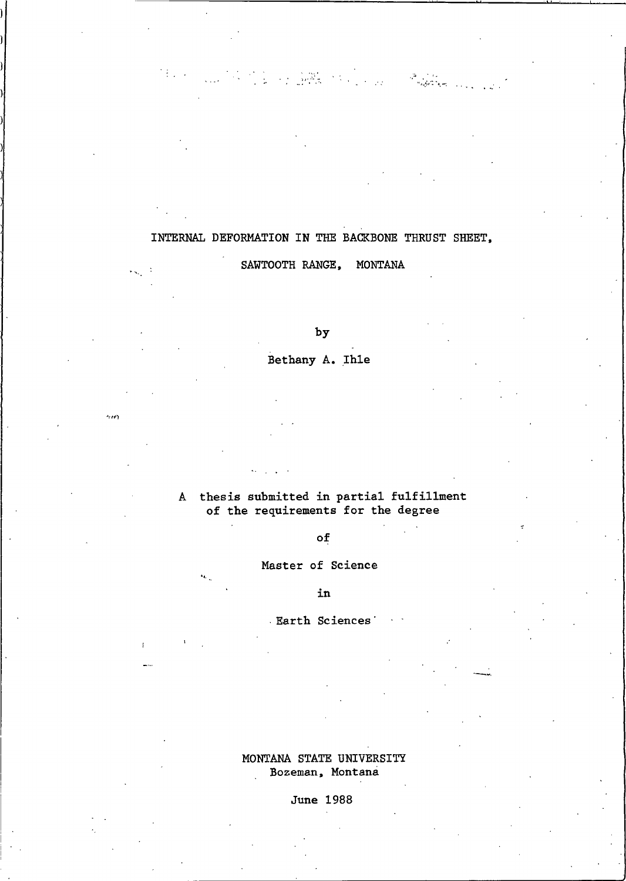# INTERNAL DEFORMATION IN THE BACKBONE THRUST SHEET,

# SAWTOOTH RANGE, MONTANA

by

Bethany A. Ihle

A thesis submitted in partial fulfillment
of the requirements for the degree

of

Master of Science

in

Earth Sciences

MONTANA STATE UNIVERSITY
Bozeman, Montana

June 1988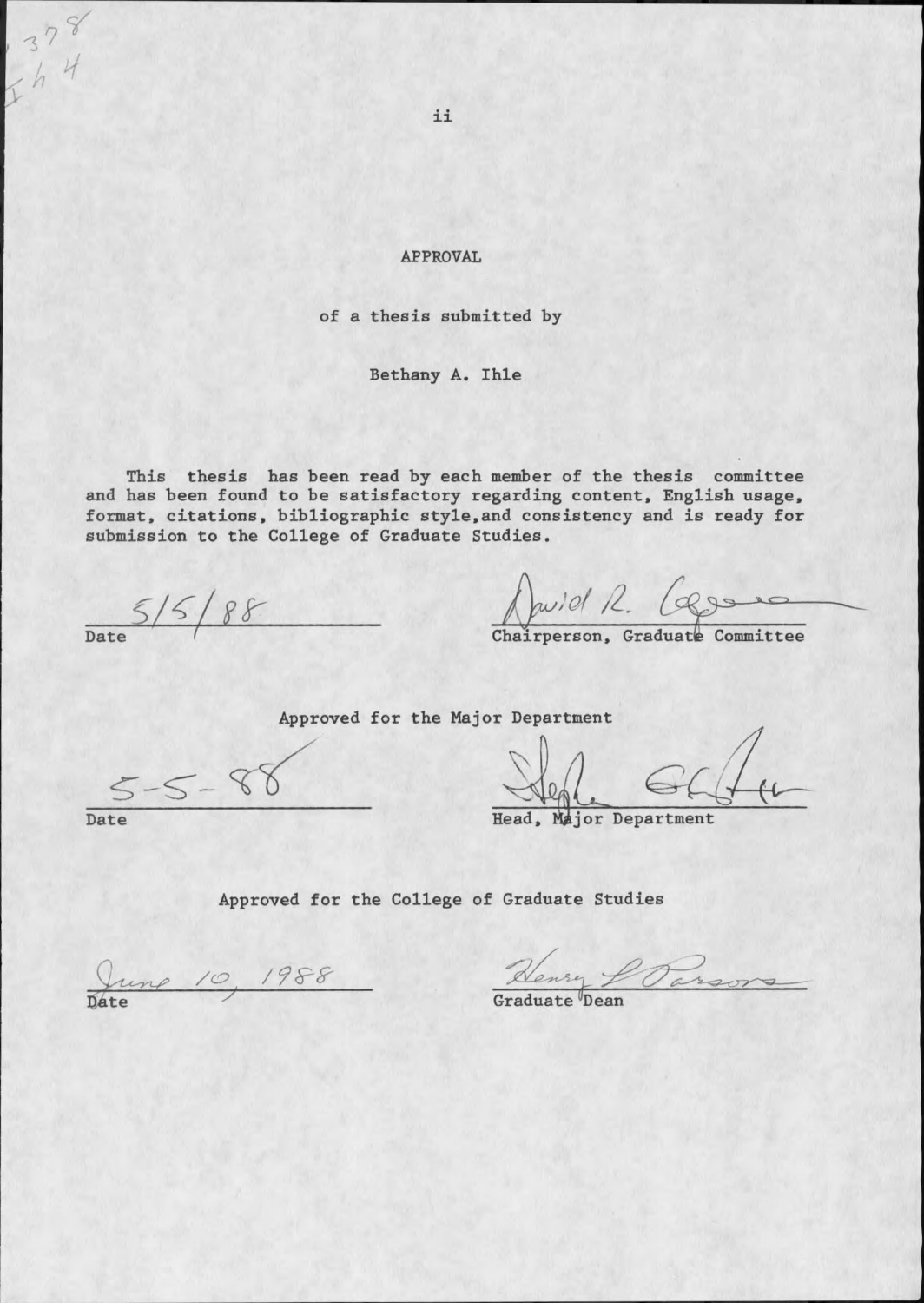# APPROVAL

of a thesis submitted by

Bethany A. Ihle

This thesis has been read by each member of the thesis committee and has been found to be satisfactory regarding content, English usage, format, citations, bibliographic style, and consistency and is ready for submission to the College of Graduate Studies.

5/5/88 ____________________
Date

David R. [signature] ____________________
Chairperson, Graduate Committee

Approved for the Major Department

5-5-88 ____________________
Date

[signature] ____________________
Head, Major Department

Approved for the College of Graduate Studies

June 10, 1988 ____________________
Date

Henry L Parsons ____________________
Graduate Dean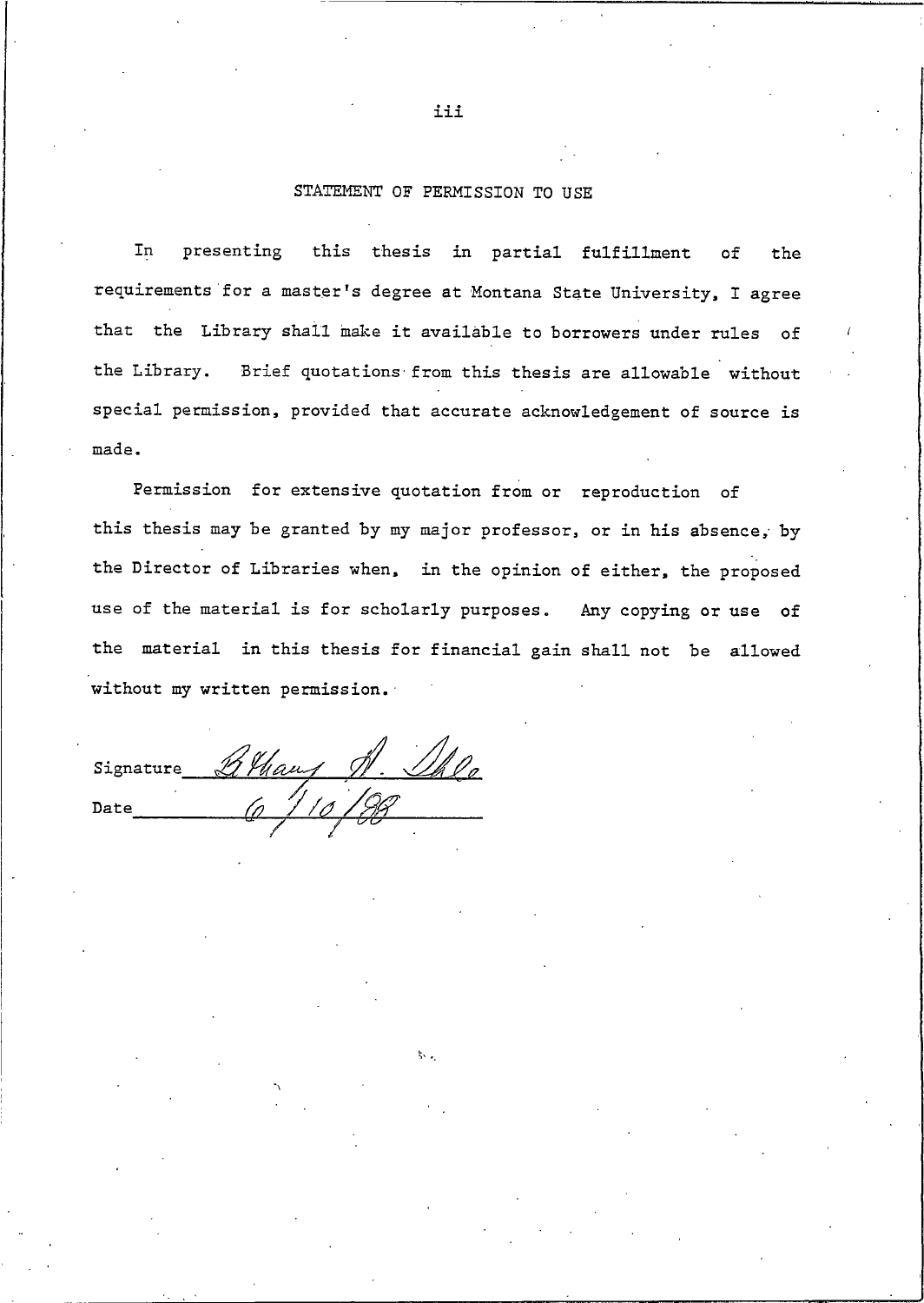## STATEMENT OF PERMISSION TO USE

In presenting this thesis in partial fulfillment of the requirements for a master's degree at Montana State University, I agree that the Library shall make it available to borrowers under rules of the Library. Brief quotations from this thesis are allowable without special permission, provided that accurate acknowledgement of source is made.

Permission for extensive quotation from or reproduction of this thesis may be granted by my major professor, or in his absence, by the Director of Libraries when, in the opinion of either, the proposed use of the material is for scholarly purposes. Any copying or use of the material in this thesis for financial gain shall not be allowed without my written permission.

Signature ____________________

Date 6/10/88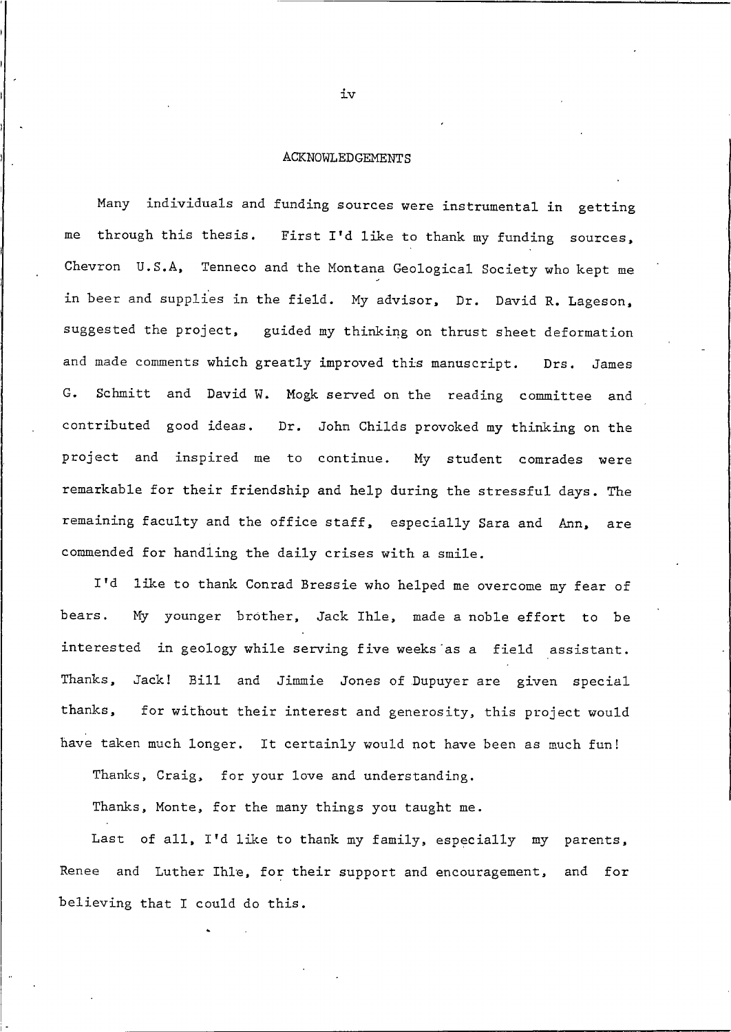# ACKNOWLEDGEMENTS

Many individuals and funding sources were instrumental in getting me through this thesis. First I'd like to thank my funding sources, Chevron U.S.A, Tenneco and the Montana Geological Society who kept me in beer and supplies in the field. My advisor, Dr. David R. Lageson, suggested the project, guided my thinking on thrust sheet deformation and made comments which greatly improved this manuscript. Drs. James G. Schmitt and David W. Mogk served on the reading committee and contributed good ideas. Dr. John Childs provoked my thinking on the project and inspired me to continue. My student comrades were remarkable for their friendship and help during the stressful days. The remaining faculty and the office staff, especially Sara and Ann, are commended for handling the daily crises with a smile.

I'd like to thank Conrad Bressie who helped me overcome my fear of bears. My younger brother, Jack Ihle, made a noble effort to be interested in geology while serving five weeks as a field assistant. Thanks, Jack! Bill and Jimmie Jones of Dupuyer are given special thanks, for without their interest and generosity, this project would have taken much longer. It certainly would not have been as much fun!

Thanks, Craig, for your love and understanding.

Thanks, Monte, for the many things you taught me.

Last of all, I'd like to thank my family, especially my parents, Renee and Luther Ihle, for their support and encouragement, and for believing that I could do this.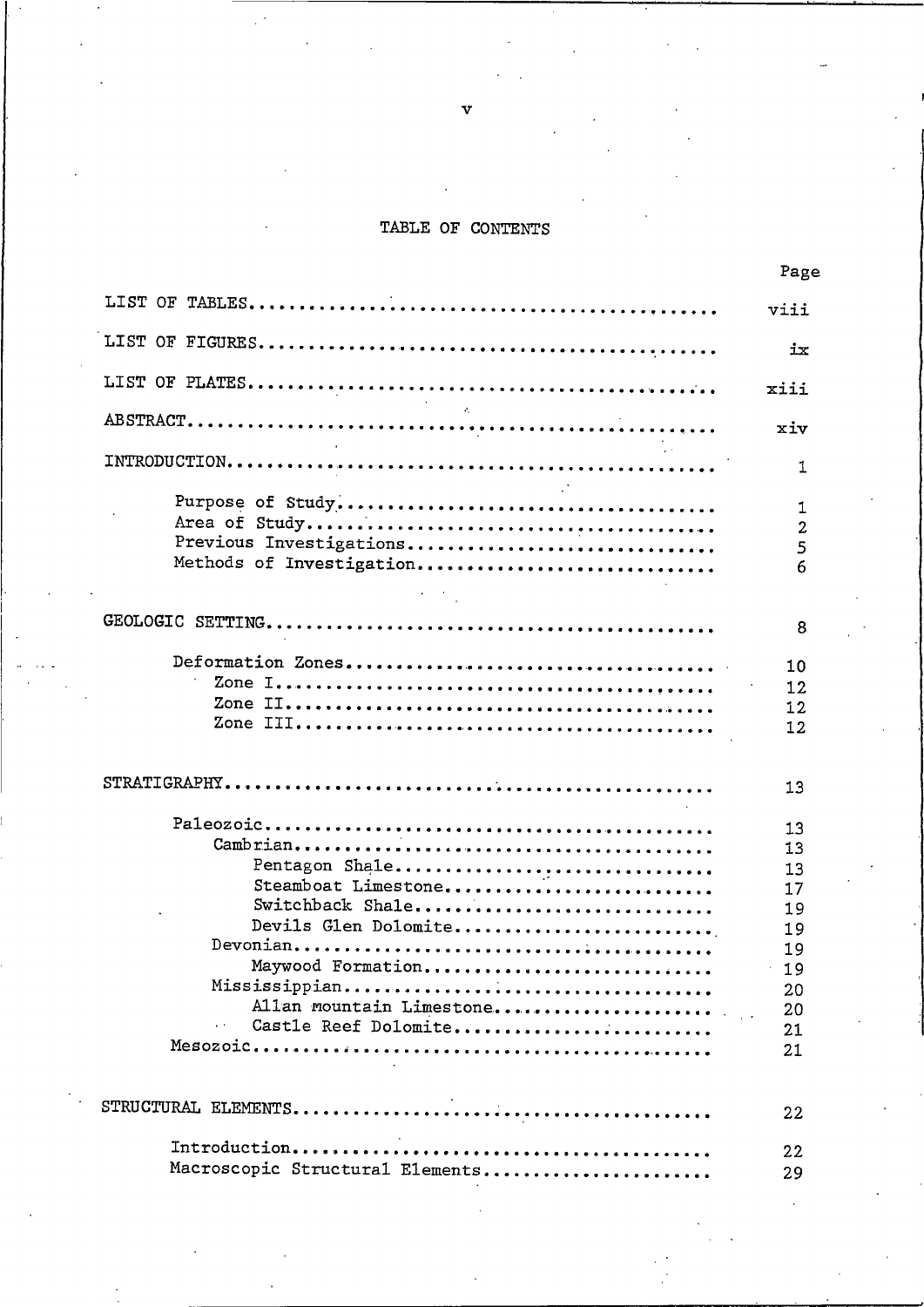# TABLE OF CONTENTS

| | Page |
|---|---|
| LIST OF TABLES | viii |
| LIST OF FIGURES | ix |
| LIST OF PLATES | xiii |
| ABSTRACT | xiv |
| INTRODUCTION | 1 |
| Purpose of Study | 1 |
| Area of Study | 2 |
| Previous Investigations | 5 |
| Methods of Investigation | 6 |
| GEOLOGIC SETTING | 8 |
| Deformation Zones | 10 |
| Zone I | 12 |
| Zone II | 12 |
| Zone III | 12 |
| STRATIGRAPHY | 13 |
| Paleozoic | 13 |
| Cambrian | 13 |
| Pentagon Shale | 13 |
| Steamboat Limestone | 17 |
| Switchback Shale | 19 |
| Devils Glen Dolomite | 19 |
| Devonian | 19 |
| Maywood Formation | 19 |
| Mississippian | 20 |
| Allan mountain Limestone | 20 |
| Castle Reef Dolomite | 21 |
| Mesozoic | 21 |
| STRUCTURAL ELEMENTS | 22 |
| Introduction | 22 |
| Macroscopic Structural Elements | 29 |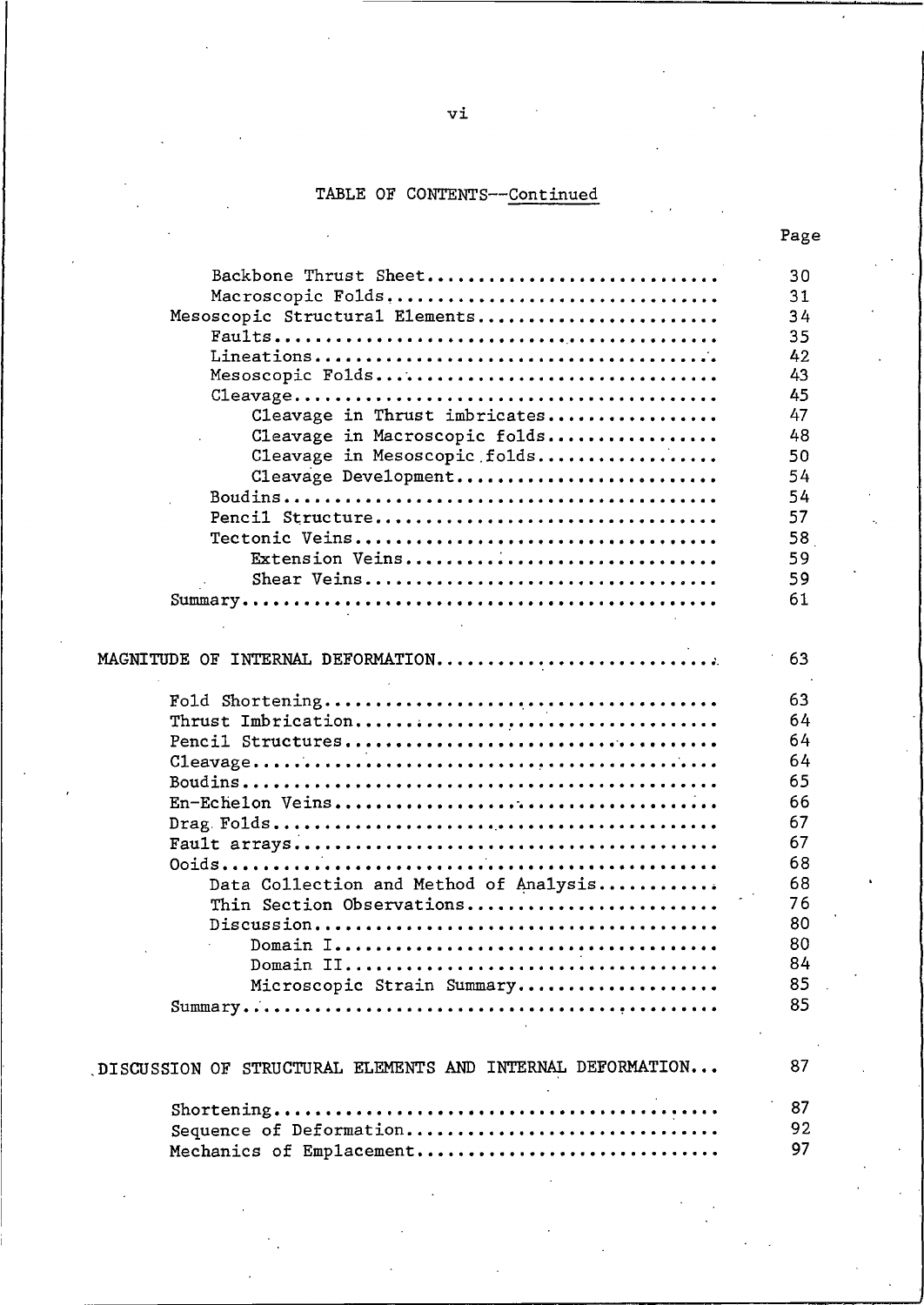TABLE OF CONTENTS--Continued

| | Page |
|---|---|
| Backbone Thrust Sheet | 30 |
| Macroscopic Folds | 31 |
| Mesoscopic Structural Elements | 34 |
| Faults | 35 |
| Lineations | 42 |
| Mesoscopic Folds | 43 |
| Cleavage | 45 |
| Cleavage in Thrust imbricates | 47 |
| Cleavage in Macroscopic folds | 48 |
| Cleavage in Mesoscopic folds | 50 |
| Cleavage Development | 54 |
| Boudins | 54 |
| Pencil Structure | 57 |
| Tectonic Veins | 58 |
| Extension Veins | 59 |
| Shear Veins | 59 |
| Summary | 61 |
| MAGNITUDE OF INTERNAL DEFORMATION | 63 |
| Fold Shortening | 63 |
| Thrust Imbrication | 64 |
| Pencil Structures | 64 |
| Cleavage | 64 |
| Boudins | 65 |
| En-Echelon Veins | 66 |
| Drag Folds | 67 |
| Fault arrays | 67 |
| Ooids | 68 |
| Data Collection and Method of Analysis | 68 |
| Thin Section Observations | 76 |
| Discussion | 80 |
| Domain I | 80 |
| Domain II | 84 |
| Microscopic Strain Summary | 85 |
| Summary | 85 |
| DISCUSSION OF STRUCTURAL ELEMENTS AND INTERNAL DEFORMATION | 87 |
| Shortening | 87 |
| Sequence of Deformation | 92 |
| Mechanics of Emplacement | 97 |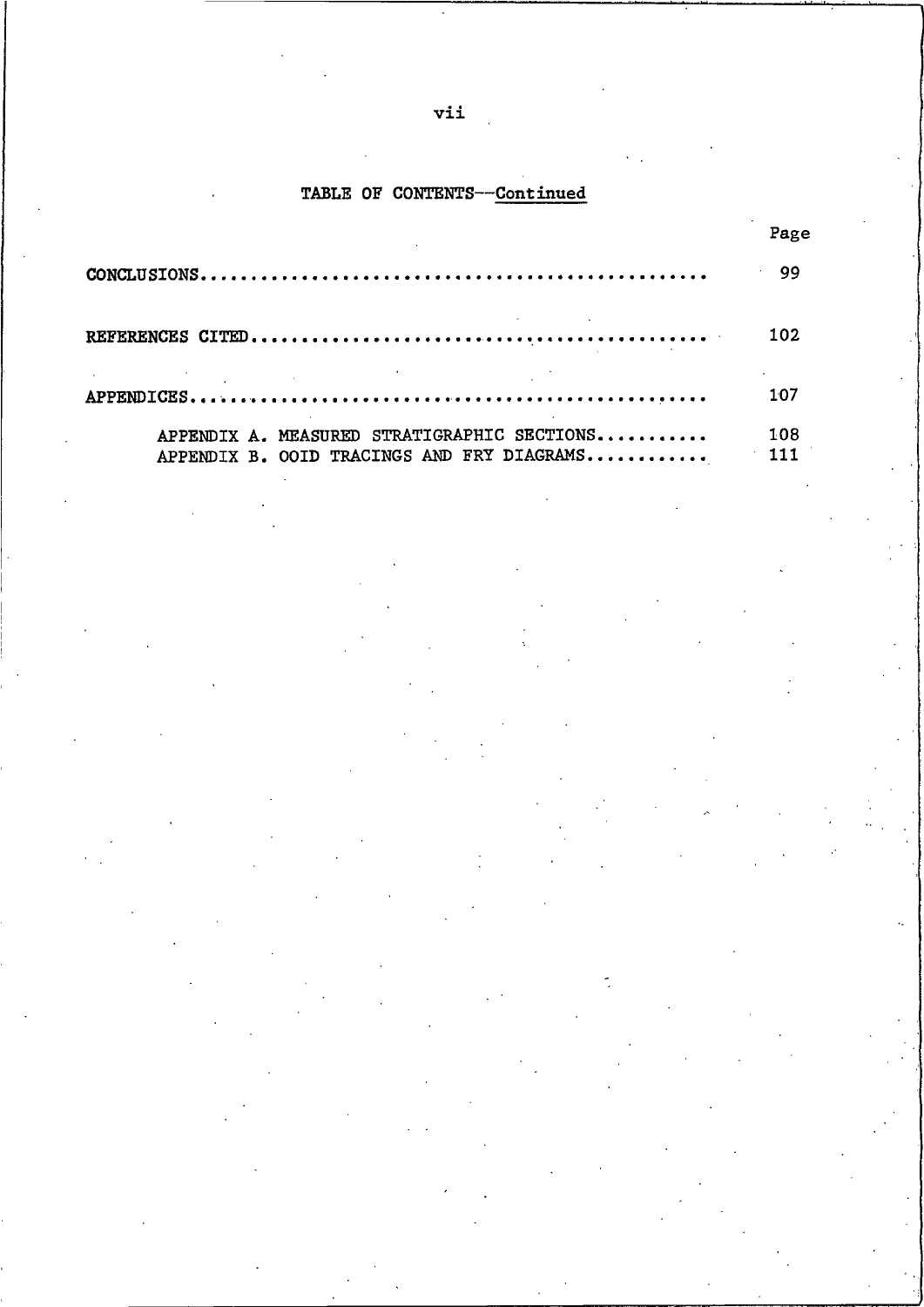## TABLE OF CONTENTS—Continued

| | Page |
|---|---|
| CONCLUSIONS | 99 |
| REFERENCES CITED | 102 |
| APPENDICES | 107 |
| APPENDIX A. MEASURED STRATIGRAPHIC SECTIONS | 108 |
| APPENDIX B. OOID TRACINGS AND FRY DIAGRAMS | 111 |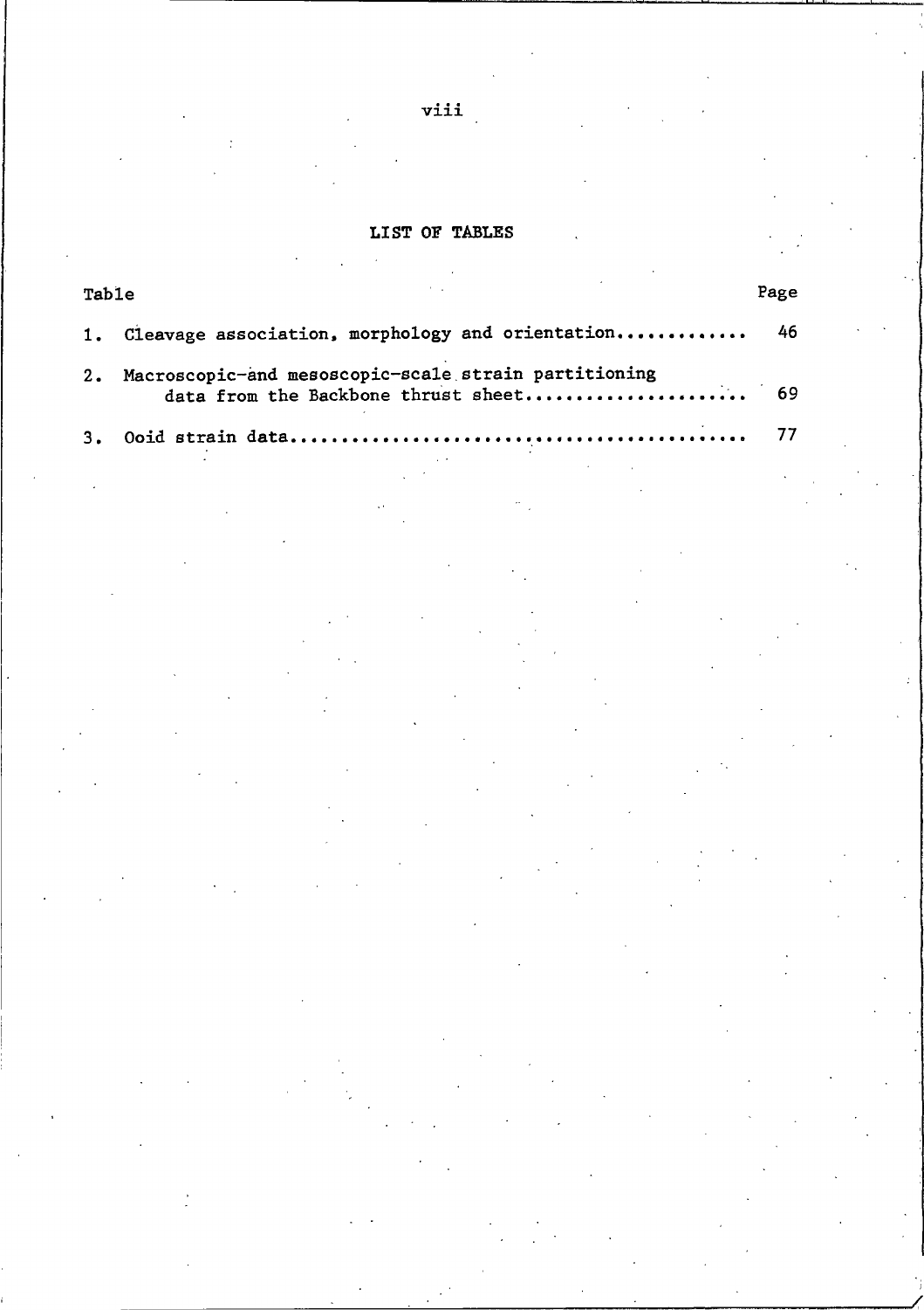# LIST OF TABLES

| Table | | Page |
|---|---|---|
| 1. | Cleavage association, morphology and orientation | 46 |
| 2. | Macroscopic-and mesoscopic-scale strain partitioning data from the Backbone thrust sheet | 69 |
| 3. | Ooid strain data | 77 |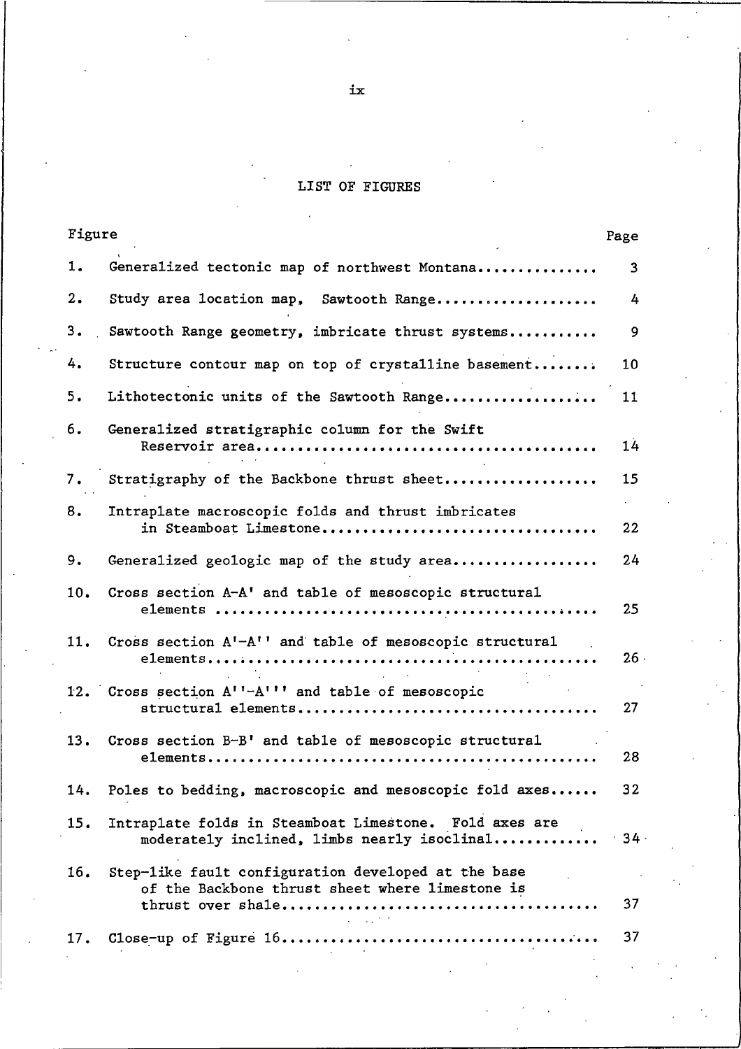# LIST OF FIGURES

| Figure | | Page |
|---|---|---|
| 1. | Generalized tectonic map of northwest Montana | 3 |
| 2. | Study area location map, Sawtooth Range | 4 |
| 3. | Sawtooth Range geometry, imbricate thrust systems | 9 |
| 4. | Structure contour map on top of crystalline basement | 10 |
| 5. | Lithotectonic units of the Sawtooth Range | 11 |
| 6. | Generalized stratigraphic column for the Swift Reservoir area | 14 |
| 7. | Stratigraphy of the Backbone thrust sheet | 15 |
| 8. | Intraplate macroscopic folds and thrust imbricates in Steamboat Limestone | 22 |
| 9. | Generalized geologic map of the study area | 24 |
| 10. | Cross section A-A' and table of mesoscopic structural elements | 25 |
| 11. | Cross section A'-A'' and table of mesoscopic structural elements | 26 |
| 12. | Cross section A''-A''' and table of mesoscopic structural elements | 27 |
| 13. | Cross section B-B' and table of mesoscopic structural elements | 28 |
| 14. | Poles to bedding, macroscopic and mesoscopic fold axes | 32 |
| 15. | Intraplate folds in Steamboat Limestone. Fold axes are moderately inclined, limbs nearly isoclinal | 34 |
| 16. | Step-like fault configuration developed at the base of the Backbone thrust sheet where limestone is thrust over shale | 37 |
| 17. | Close-up of Figure 16 | 37 |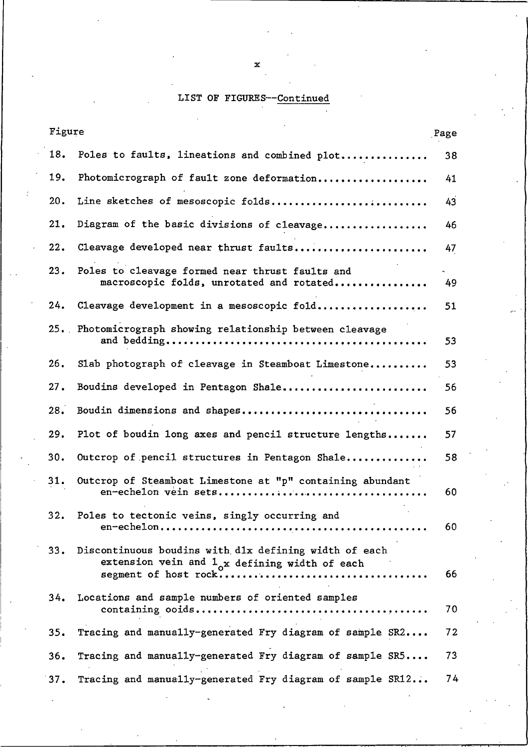## LIST OF FIGURES--Continued

| Figure | | Page |
|---|---|---|
| 18. | Poles to faults, lineations and combined plot | 38 |
| 19. | Photomicrograph of fault zone deformation | 41 |
| 20. | Line sketches of mesoscopic folds | 43 |
| 21. | Diagram of the basic divisions of cleavage | 46 |
| 22. | Cleavage developed near thrust faults | 47 |
| 23. | Poles to cleavage formed near thrust faults and macroscopic folds, unrotated and rotated | 49 |
| 24. | Cleavage development in a mesoscopic fold | 51 |
| 25. | Photomicrograph showing relationship between cleavage and bedding | 53 |
| 26. | Slab photograph of cleavage in Steamboat Limestone | 53 |
| 27. | Boudins developed in Pentagon Shale | 56 |
| 28. | Boudin dimensions and shapes | 56 |
| 29. | Plot of boudin long axes and pencil structure lengths | 57 |
| 30. | Outcrop of pencil structures in Pentagon Shale | 58 |
| 31. | Outcrop of Steamboat Limestone at "p" containing abundant en-echelon vein sets | 60 |
| 32. | Poles to tectonic veins, singly occurring and en-echelon | 60 |
| 33. | Discontinuous boudins with dlx defining width of each extension vein and $1_{o}x$ defining width of each segment of host rock | 66 |
| 34. | Locations and sample numbers of oriented samples containing ooids | 70 |
| 35. | Tracing and manually-generated Fry diagram of sample SR2 | 72 |
| 36. | Tracing and manually-generated Fry diagram of sample SR5 | 73 |
| 37. | Tracing and manually-generated Fry diagram of sample SR12 | 74 |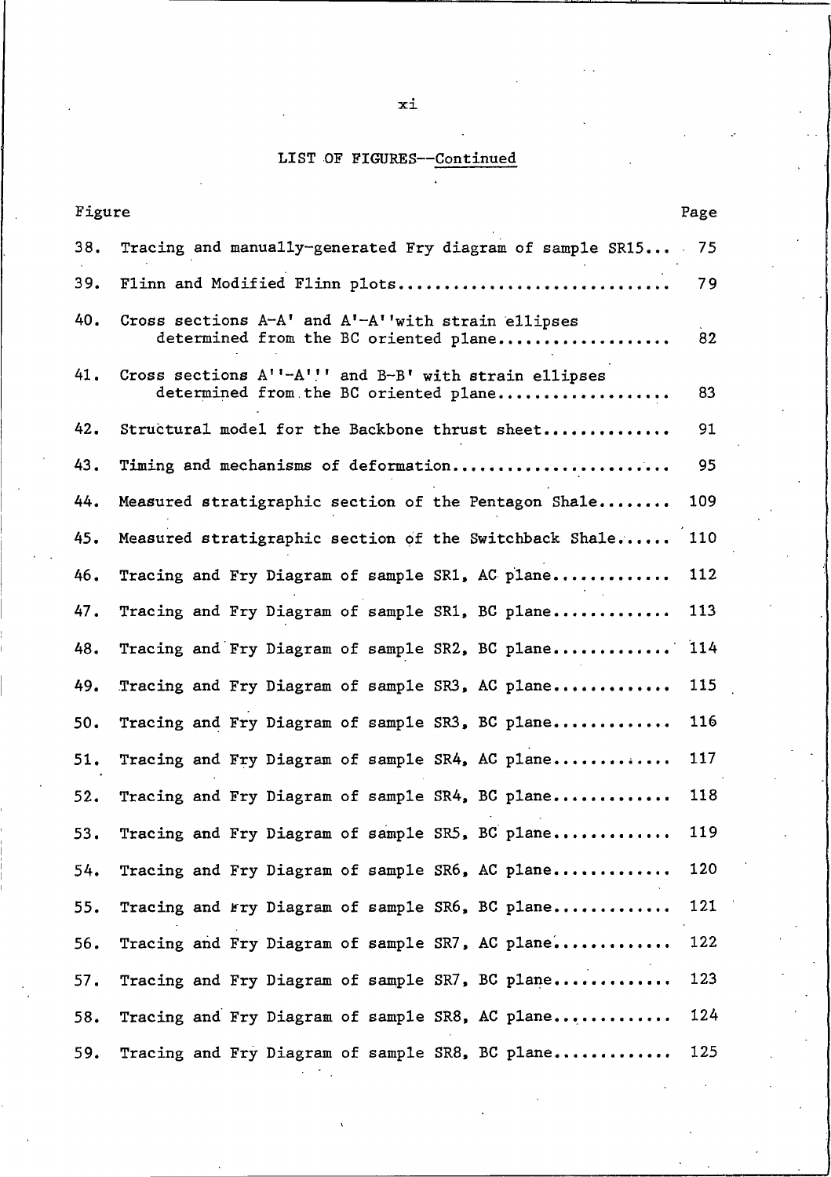## LIST OF FIGURES--Continued

| Figure | | Page |
|---|---|---|
| 38. | Tracing and manually-generated Fry diagram of sample SR15... | 75 |
| 39. | Flinn and Modified Flinn plots.............................. | 79 |
| 40. | Cross sections A-A' and A'-A''with strain ellipses determined from the BC oriented plane.................. | 82 |
| 41. | Cross sections A''-A''' and B-B' with strain ellipses determined from the BC oriented plane.................. | 83 |
| 42. | Structural model for the Backbone thrust sheet............. | 91 |
| 43. | Timing and mechanisms of deformation........................ | 95 |
| 44. | Measured stratigraphic section of the Pentagon Shale........ | 109 |
| 45. | Measured stratigraphic section of the Switchback Shale...... | 110 |
| 46. | Tracing and Fry Diagram of sample SR1, AC plane............ | 112 |
| 47. | Tracing and Fry Diagram of sample SR1, BC plane............ | 113 |
| 48. | Tracing and Fry Diagram of sample SR2, BC plane............ | 114 |
| 49. | Tracing and Fry Diagram of sample SR3, AC plane............ | 115 |
| 50. | Tracing and Fry Diagram of sample SR3, BC plane............ | 116 |
| 51. | Tracing and Fry Diagram of sample SR4, AC plane............ | 117 |
| 52. | Tracing and Fry Diagram of sample SR4, BC plane............ | 118 |
| 53. | Tracing and Fry Diagram of sample SR5, BC plane............ | 119 |
| 54. | Tracing and Fry Diagram of sample SR6, AC plane............ | 120 |
| 55. | Tracing and Fry Diagram of sample SR6, BC plane............ | 121 |
| 56. | Tracing and Fry Diagram of sample SR7, AC plane............ | 122 |
| 57. | Tracing and Fry Diagram of sample SR7, BC plane............ | 123 |
| 58. | Tracing and Fry Diagram of sample SR8, AC plane............ | 124 |
| 59. | Tracing and Fry Diagram of sample SR8, BC plane............ | 125 |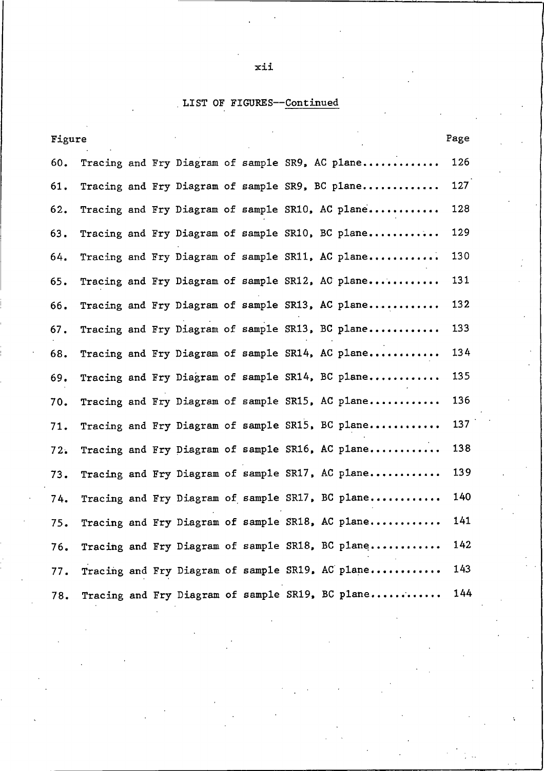LIST OF FIGURES--Continued

| Figure | | Page |
|---|---|---|
| 60. | Tracing and Fry Diagram of sample SR9, AC plane | 126 |
| 61. | Tracing and Fry Diagram of sample SR9, BC plane | 127 |
| 62. | Tracing and Fry Diagram of sample SR10, AC plane | 128 |
| 63. | Tracing and Fry Diagram of sample SR10, BC plane | 129 |
| 64. | Tracing and Fry Diagram of sample SR11, AC plane | 130 |
| 65. | Tracing and Fry Diagram of sample SR12, AC plane | 131 |
| 66. | Tracing and Fry Diagram of sample SR13, AC plane | 132 |
| 67. | Tracing and Fry Diagram of sample SR13, BC plane | 133 |
| 68. | Tracing and Fry Diagram of sample SR14, AC plane | 134 |
| 69. | Tracing and Fry Diagram of sample SR14, BC plane | 135 |
| 70. | Tracing and Fry Diagram of sample SR15, AC plane | 136 |
| 71. | Tracing and Fry Diagram of sample SR15, BC plane | 137 |
| 72. | Tracing and Fry Diagram of sample SR16, AC plane | 138 |
| 73. | Tracing and Fry Diagram of sample SR17, AC plane | 139 |
| 74. | Tracing and Fry Diagram of sample SR17, BC plane | 140 |
| 75. | Tracing and Fry Diagram of sample SR18, AC plane | 141 |
| 76. | Tracing and Fry Diagram of sample SR18, BC plane | 142 |
| 77. | Tracing and Fry Diagram of sample SR19, AC plane | 143 |
| 78. | Tracing and Fry Diagram of sample SR19, BC plane | 144 |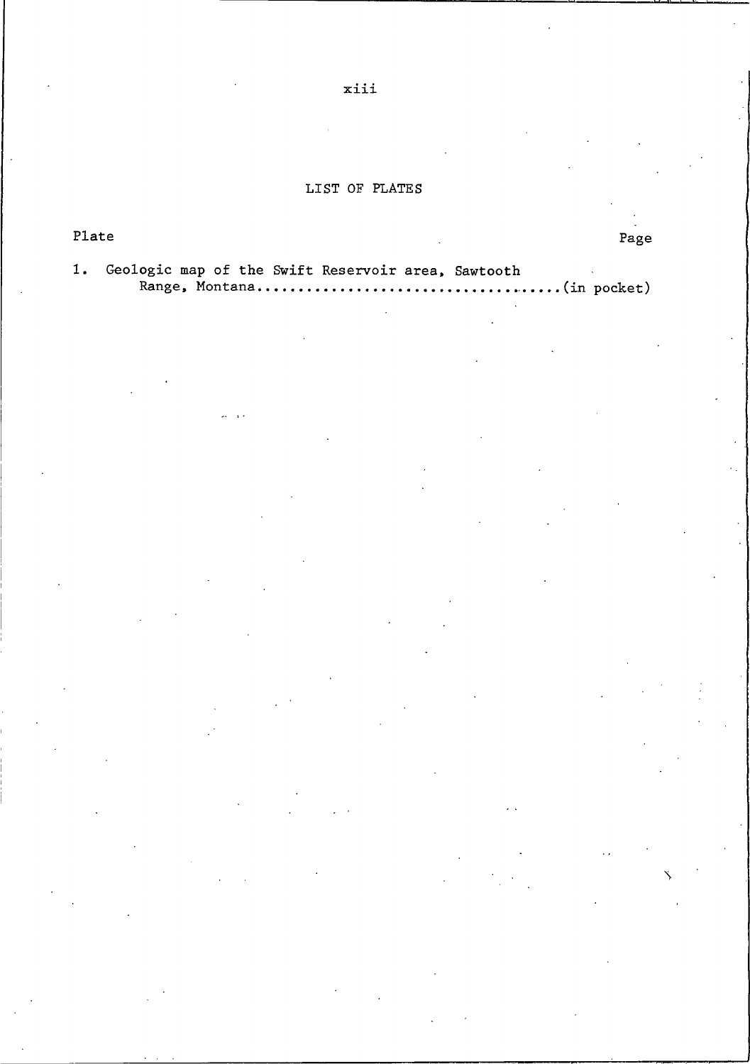## LIST OF PLATES

Plate Page

1. Geologic map of the Swift Reservoir area, Sawtooth Range, Montana....................................(in pocket)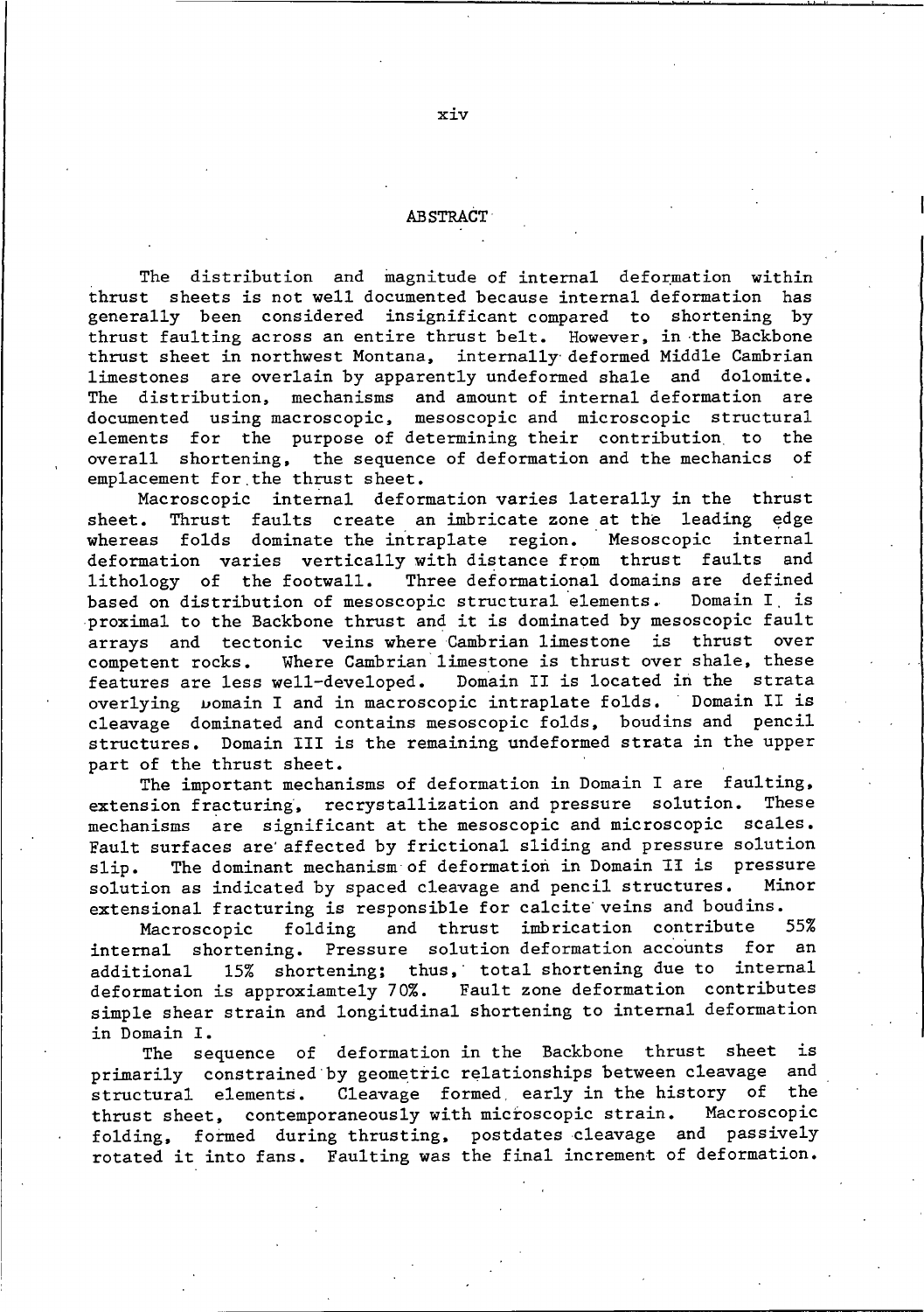## ABSTRACT

The distribution and magnitude of internal deformation within thrust sheets is not well documented because internal deformation has generally been considered insignificant compared to shortening by thrust faulting across an entire thrust belt. However, in the Backbone thrust sheet in northwest Montana, internally deformed Middle Cambrian limestones are overlain by apparently undeformed shale and dolomite. The distribution, mechanisms and amount of internal deformation are documented using macroscopic, mesoscopic and microscopic structural elements for the purpose of determining their contribution to the overall shortening, the sequence of deformation and the mechanics of emplacement for the thrust sheet.

Macroscopic internal deformation varies laterally in the thrust sheet. Thrust faults create an imbricate zone at the leading edge whereas folds dominate the intraplate region. Mesoscopic internal deformation varies vertically with distance from thrust faults and lithology of the footwall. Three deformational domains are defined based on distribution of mesoscopic structural elements. Domain I is proximal to the Backbone thrust and it is dominated by mesoscopic fault arrays and tectonic veins where Cambrian limestone is thrust over competent rocks. Where Cambrian limestone is thrust over shale, these features are less well-developed. Domain II is located in the strata overlying Domain I and in macroscopic intraplate folds. Domain II is cleavage dominated and contains mesoscopic folds, boudins and pencil structures. Domain III is the remaining undeformed strata in the upper part of the thrust sheet.

The important mechanisms of deformation in Domain I are faulting, extension fracturing, recrystallization and pressure solution. These mechanisms are significant at the mesoscopic and microscopic scales. Fault surfaces are affected by frictional sliding and pressure solution slip. The dominant mechanism of deformation in Domain II is pressure solution as indicated by spaced cleavage and pencil structures. Minor extensional fracturing is responsible for calcite veins and boudins.

Macroscopic folding and thrust imbrication contribute 55% internal shortening. Pressure solution deformation accounts for an additional 15% shortening; thus, total shortening due to internal deformation is approxiamtely 70%. Fault zone deformation contributes simple shear strain and longitudinal shortening to internal deformation in Domain I.

The sequence of deformation in the Backbone thrust sheet is primarily constrained by geometric relationships between cleavage and structural elements. Cleavage formed early in the history of the thrust sheet, contemporaneously with microscopic strain. Macroscopic folding, formed during thrusting, postdates cleavage and passively rotated it into fans. Faulting was the final increment of deformation.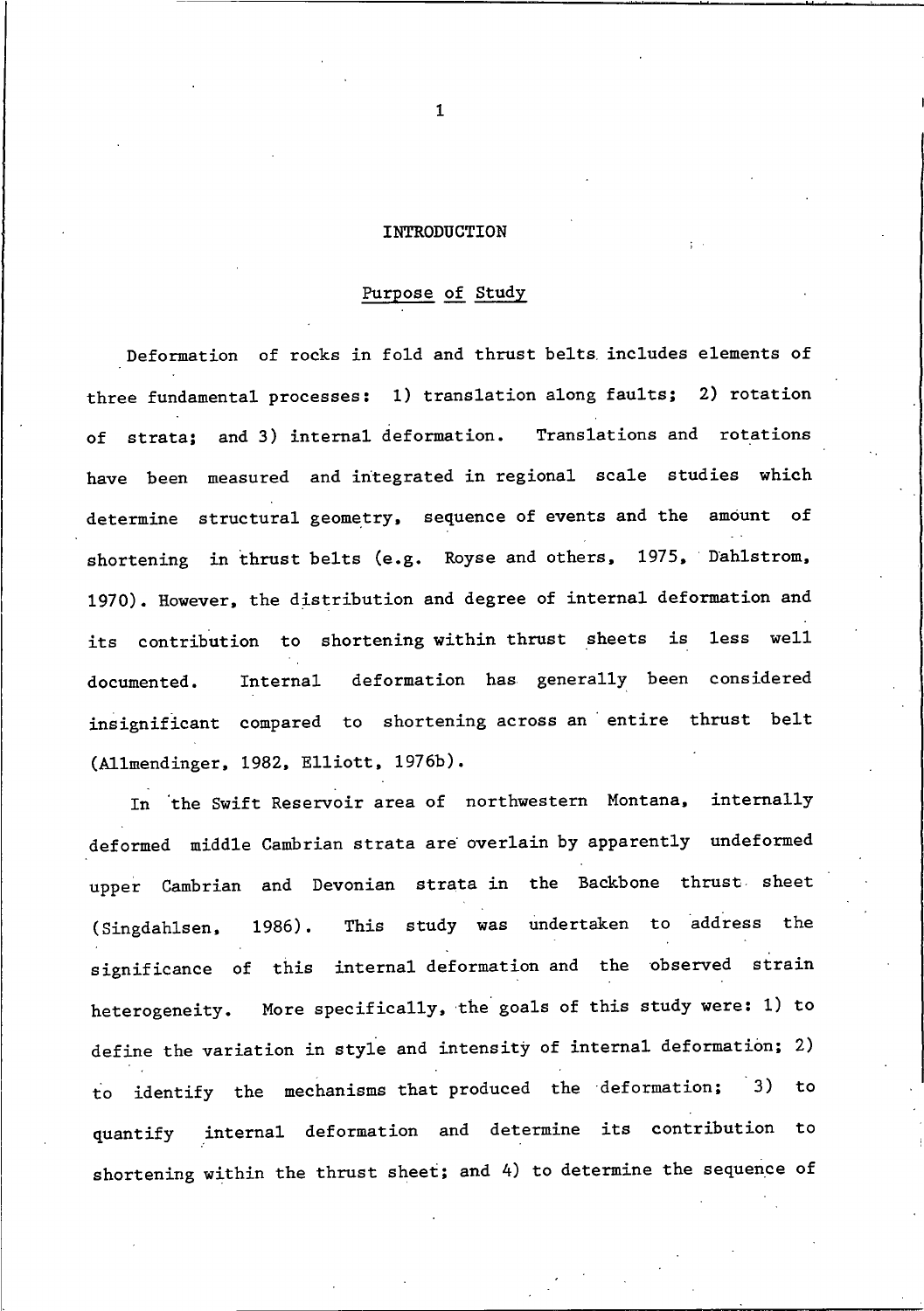# INTRODUCTION

## *Purpose of Study*

Deformation of rocks in fold and thrust belts includes elements of three fundamental processes: 1) translation along faults; 2) rotation of strata; and 3) internal deformation. Translations and rotations have been measured and integrated in regional scale studies which determine structural geometry, sequence of events and the amount of shortening in thrust belts (e.g. Royse and others, 1975, Dahlstrom, 1970). However, the distribution and degree of internal deformation and its contribution to shortening within thrust sheets is less well documented. Internal deformation has generally been considered insignificant compared to shortening across an entire thrust belt (Allmendinger, 1982, Elliott, 1976b).

In the Swift Reservoir area of northwestern Montana, internally deformed middle Cambrian strata are overlain by apparently undeformed upper Cambrian and Devonian strata in the Backbone thrust sheet (Singdahlsen, 1986). This study was undertaken to address the significance of this internal deformation and the observed strain heterogeneity. More specifically, the goals of this study were: 1) to define the variation in style and intensity of internal deformation; 2) to identify the mechanisms that produced the deformation; 3) to quantify internal deformation and determine its contribution to shortening within the thrust sheet; and 4) to determine the sequence of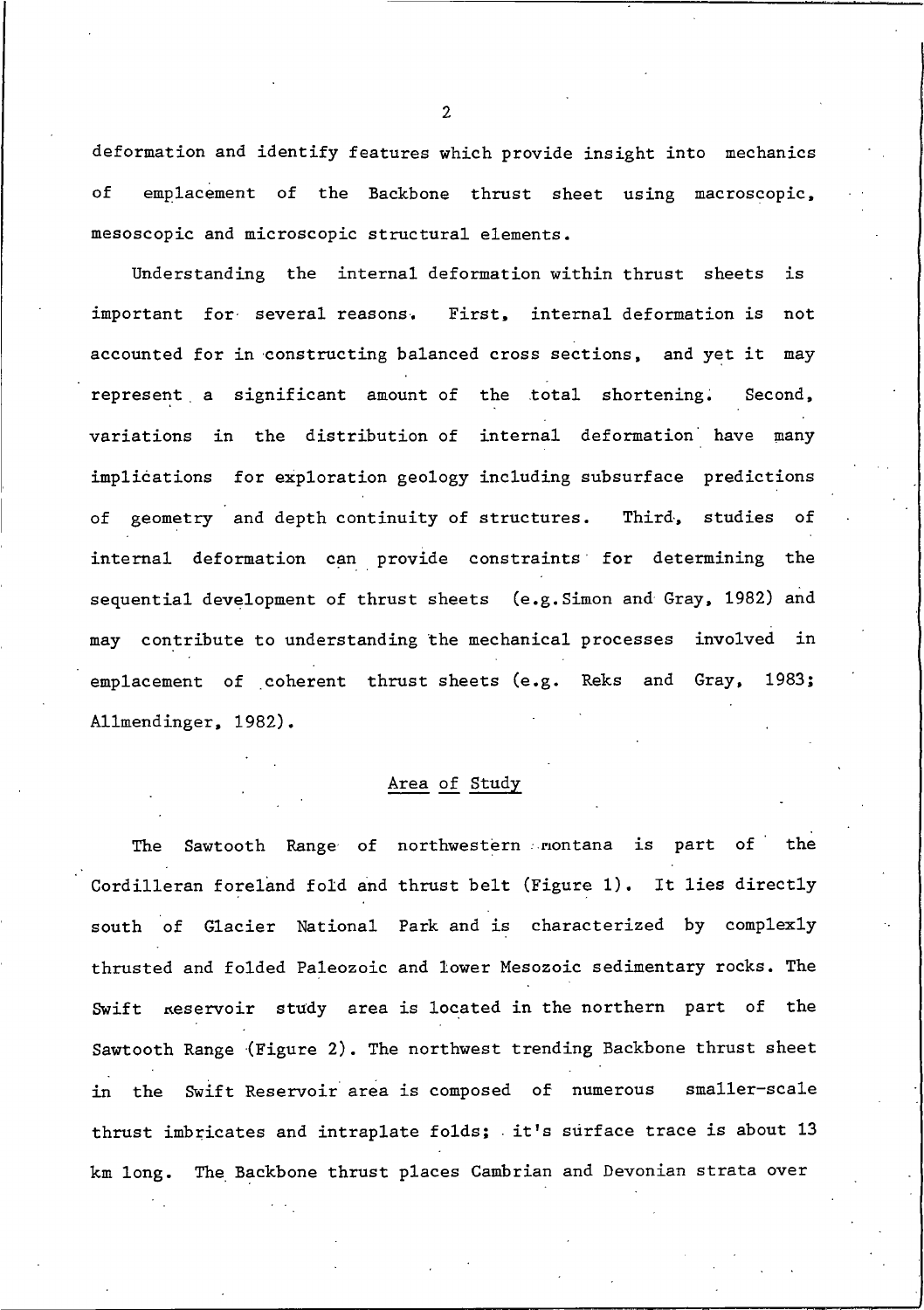deformation and identify features which provide insight into mechanics of emplacement of the Backbone thrust sheet using macroscopic, mesoscopic and microscopic structural elements.

Understanding the internal deformation within thrust sheets is important for several reasons. First, internal deformation is not accounted for in constructing balanced cross sections, and yet it may represent a significant amount of the total shortening. Second, variations in the distribution of internal deformation have many implications for exploration geology including subsurface predictions of geometry and depth continuity of structures. Third, studies of internal deformation can provide constraints for determining the sequential development of thrust sheets (e.g. Simon and Gray, 1982) and may contribute to understanding the mechanical processes involved in emplacement of coherent thrust sheets (e.g. Reks and Gray, 1983; Allmendinger, 1982).

## Area of Study

The Sawtooth Range of northwestern montana is part of the Cordilleran foreland fold and thrust belt (Figure 1). It lies directly south of Glacier National Park and is characterized by complexly thrusted and folded Paleozoic and lower Mesozoic sedimentary rocks. The Swift reservoir study area is located in the northern part of the Sawtooth Range (Figure 2). The northwest trending Backbone thrust sheet in the Swift Reservoir area is composed of numerous smaller-scale thrust imbricates and intraplate folds; it's surface trace is about 13 km long. The Backbone thrust places Cambrian and Devonian strata over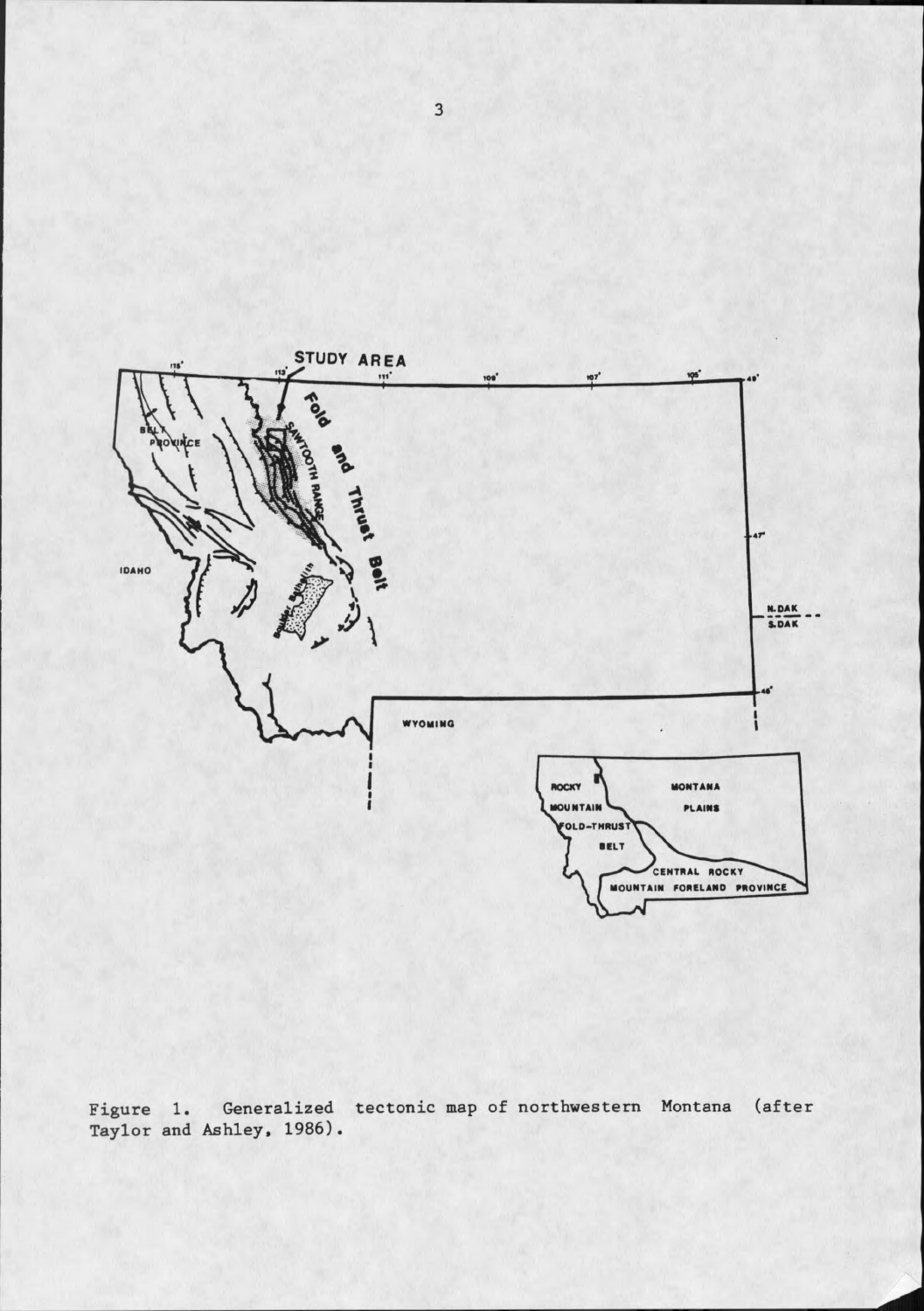Figure 1. Generalized tectonic map of northwestern Montana (after Taylor and Ashley, 1986).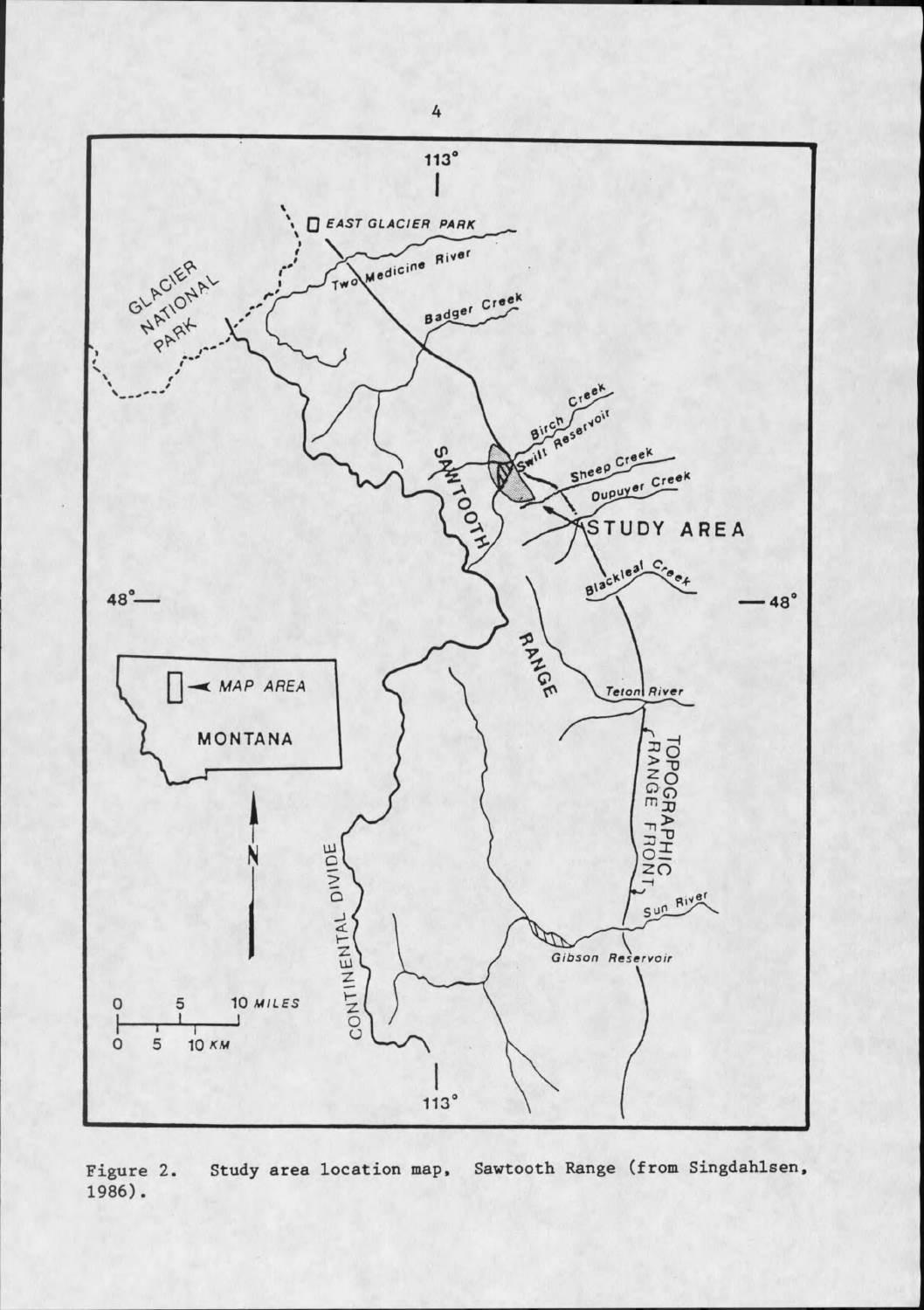Figure 2. Study area location map, Sawtooth Range (from Singdahlsen, 1986).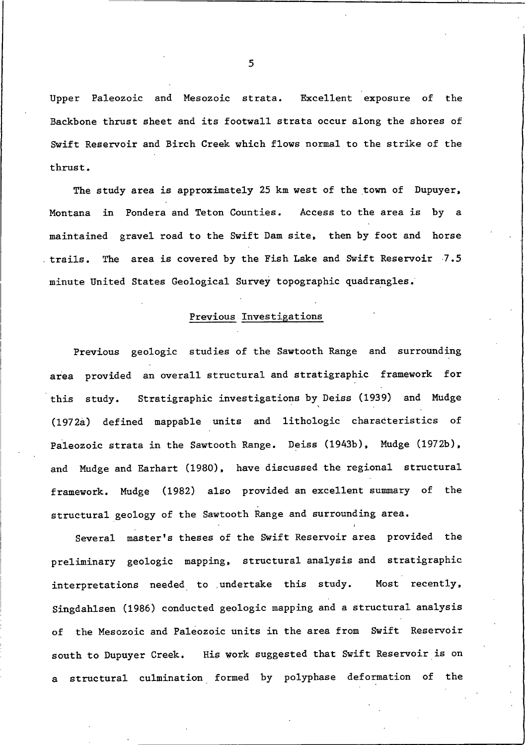Upper Paleozoic and Mesozoic strata. Excellent exposure of the Backbone thrust sheet and its footwall strata occur along the shores of Swift Reservoir and Birch Creek which flows normal to the strike of the thrust.

The study area is approximately 25 km west of the town of Dupuyer, Montana in Pondera and Teton Counties. Access to the area is by a maintained gravel road to the Swift Dam site, then by foot and horse trails. The area is covered by the Fish Lake and Swift Reservoir 7.5 minute United States Geological Survey topographic quadrangles.

## Previous Investigations

Previous geologic studies of the Sawtooth Range and surrounding area provided an overall structural and stratigraphic framework for this study. Stratigraphic investigations by Deiss (1939) and Mudge (1972a) defined mappable units and lithologic characteristics of Paleozoic strata in the Sawtooth Range. Deiss (1943b), Mudge (1972b), and Mudge and Earhart (1980), have discussed the regional structural framework. Mudge (1982) also provided an excellent summary of the structural geology of the Sawtooth Range and surrounding area.

Several master's theses of the Swift Reservoir area provided the preliminary geologic mapping, structural analysis and stratigraphic interpretations needed to undertake this study. Most recently, Singdahlsen (1986) conducted geologic mapping and a structural analysis of the Mesozoic and Paleozoic units in the area from Swift Reservoir south to Dupuyer Creek. His work suggested that Swift Reservoir is on a structural culmination formed by polyphase deformation of the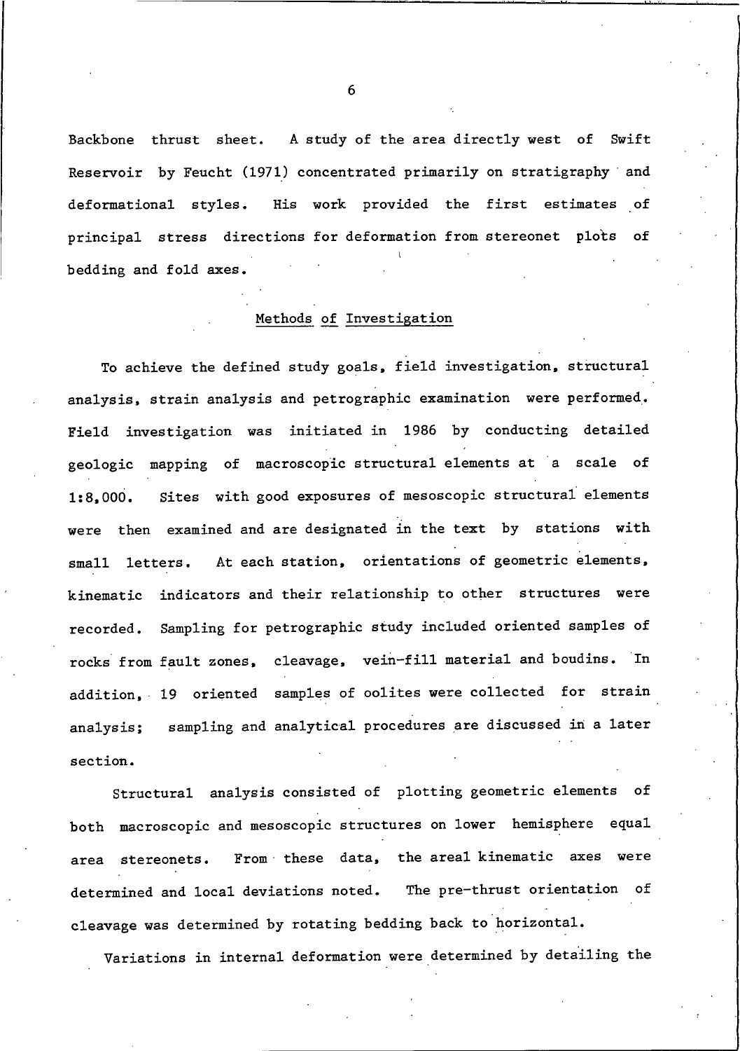Backbone thrust sheet. A study of the area directly west of Swift Reservoir by Feucht (1971) concentrated primarily on stratigraphy and deformational styles. His work provided the first estimates of principal stress directions for deformation from stereonet plots of bedding and fold axes.

## Methods of Investigation

To achieve the defined study goals, field investigation, structural analysis, strain analysis and petrographic examination were performed. Field investigation was initiated in 1986 by conducting detailed geologic mapping of macroscopic structural elements at a scale of 1:8,000. Sites with good exposures of mesoscopic structural elements were then examined and are designated in the text by stations with small letters. At each station, orientations of geometric elements, kinematic indicators and their relationship to other structures were recorded. Sampling for petrographic study included oriented samples of rocks from fault zones, cleavage, vein-fill material and boudins. In addition, 19 oriented samples of oolites were collected for strain analysis; sampling and analytical procedures are discussed in a later section.

Structural analysis consisted of plotting geometric elements of both macroscopic and mesoscopic structures on lower hemisphere equal area stereonets. From these data, the areal kinematic axes were determined and local deviations noted. The pre-thrust orientation of cleavage was determined by rotating bedding back to horizontal.

Variations in internal deformation were determined by detailing the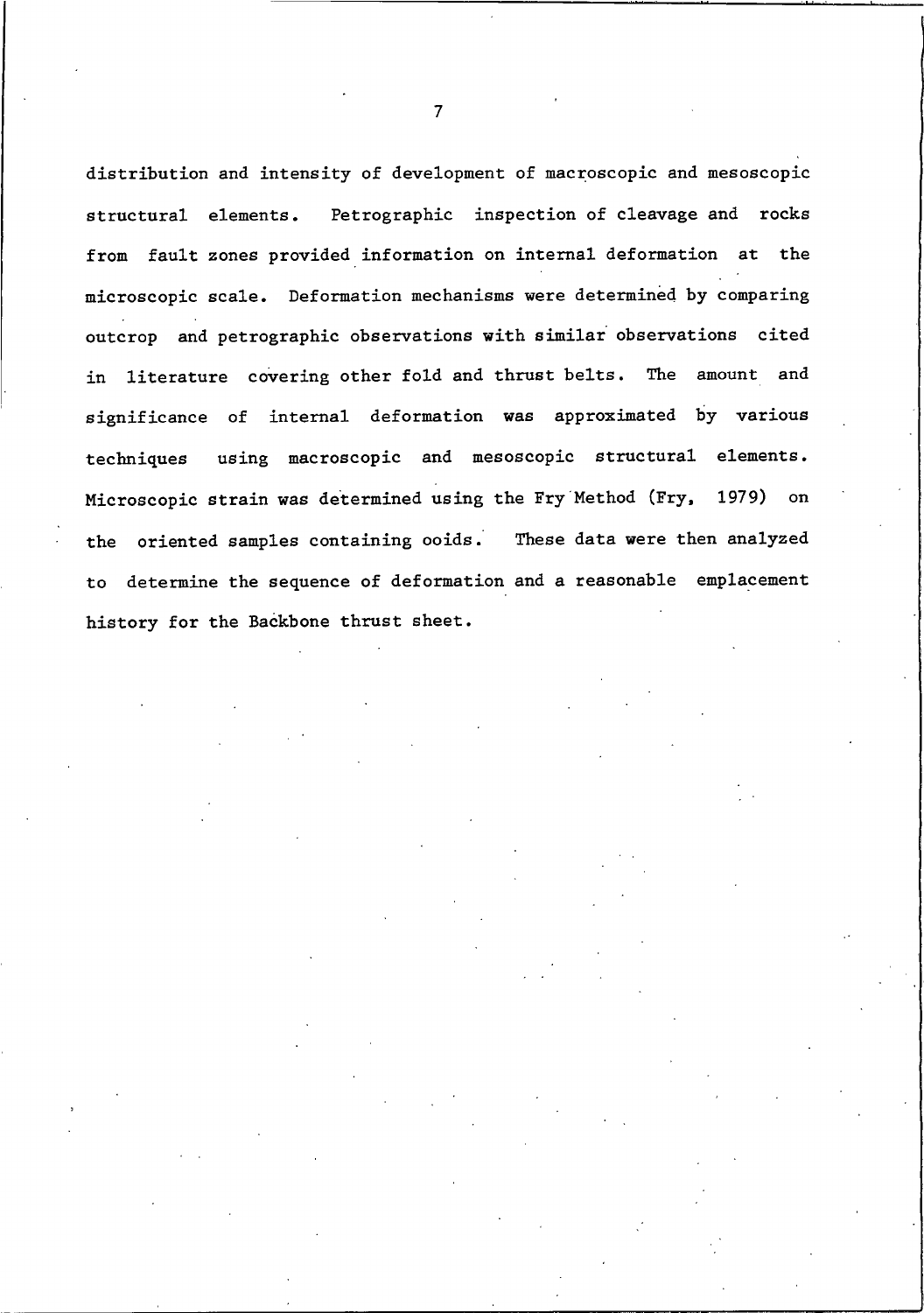distribution and intensity of development of macroscopic and mesoscopic structural elements. Petrographic inspection of cleavage and rocks from fault zones provided information on internal deformation at the microscopic scale. Deformation mechanisms were determined by comparing outcrop and petrographic observations with similar observations cited in literature covering other fold and thrust belts. The amount and significance of internal deformation was approximated by various techniques using macroscopic and mesoscopic structural elements. Microscopic strain was determined using the Fry Method (Fry, 1979) on the oriented samples containing ooids. These data were then analyzed to determine the sequence of deformation and a reasonable emplacement history for the Backbone thrust sheet.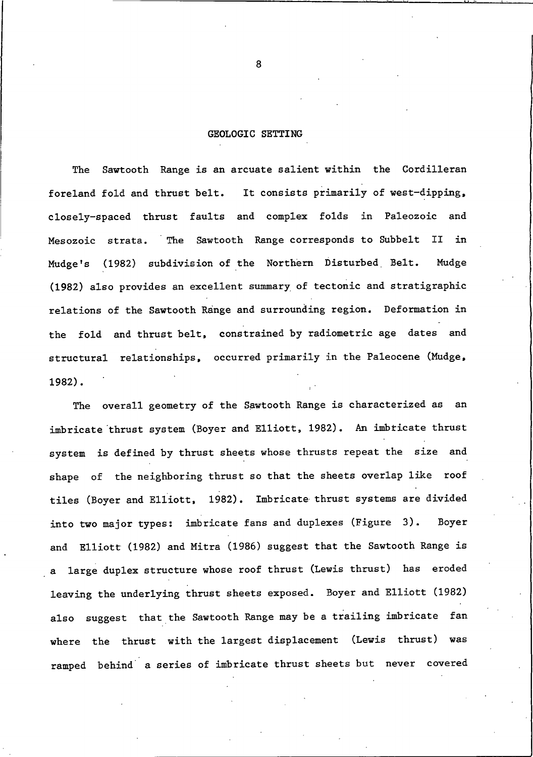## GEOLOGIC SETTING

The Sawtooth Range is an arcuate salient within the Cordilleran foreland fold and thrust belt. It consists primarily of west-dipping, closely-spaced thrust faults and complex folds in Paleozoic and Mesozoic strata. The Sawtooth Range corresponds to Subbelt II in Mudge's (1982) subdivision of the Northern Disturbed Belt. Mudge (1982) also provides an excellent summary of tectonic and stratigraphic relations of the Sawtooth Range and surrounding region. Deformation in the fold and thrust belt, constrained by radiometric age dates and structural relationships, occurred primarily in the Paleocene (Mudge, 1982).

The overall geometry of the Sawtooth Range is characterized as an imbricate thrust system (Boyer and Elliott, 1982). An imbricate thrust system is defined by thrust sheets whose thrusts repeat the size and shape of the neighboring thrust so that the sheets overlap like roof tiles (Boyer and Elliott, 1982). Imbricate thrust systems are divided into two major types: imbricate fans and duplexes (Figure 3). Boyer and Elliott (1982) and Mitra (1986) suggest that the Sawtooth Range is a large duplex structure whose roof thrust (Lewis thrust) has eroded leaving the underlying thrust sheets exposed. Boyer and Elliott (1982) also suggest that the Sawtooth Range may be a trailing imbricate fan where the thrust with the largest displacement (Lewis thrust) was ramped behind a series of imbricate thrust sheets but never covered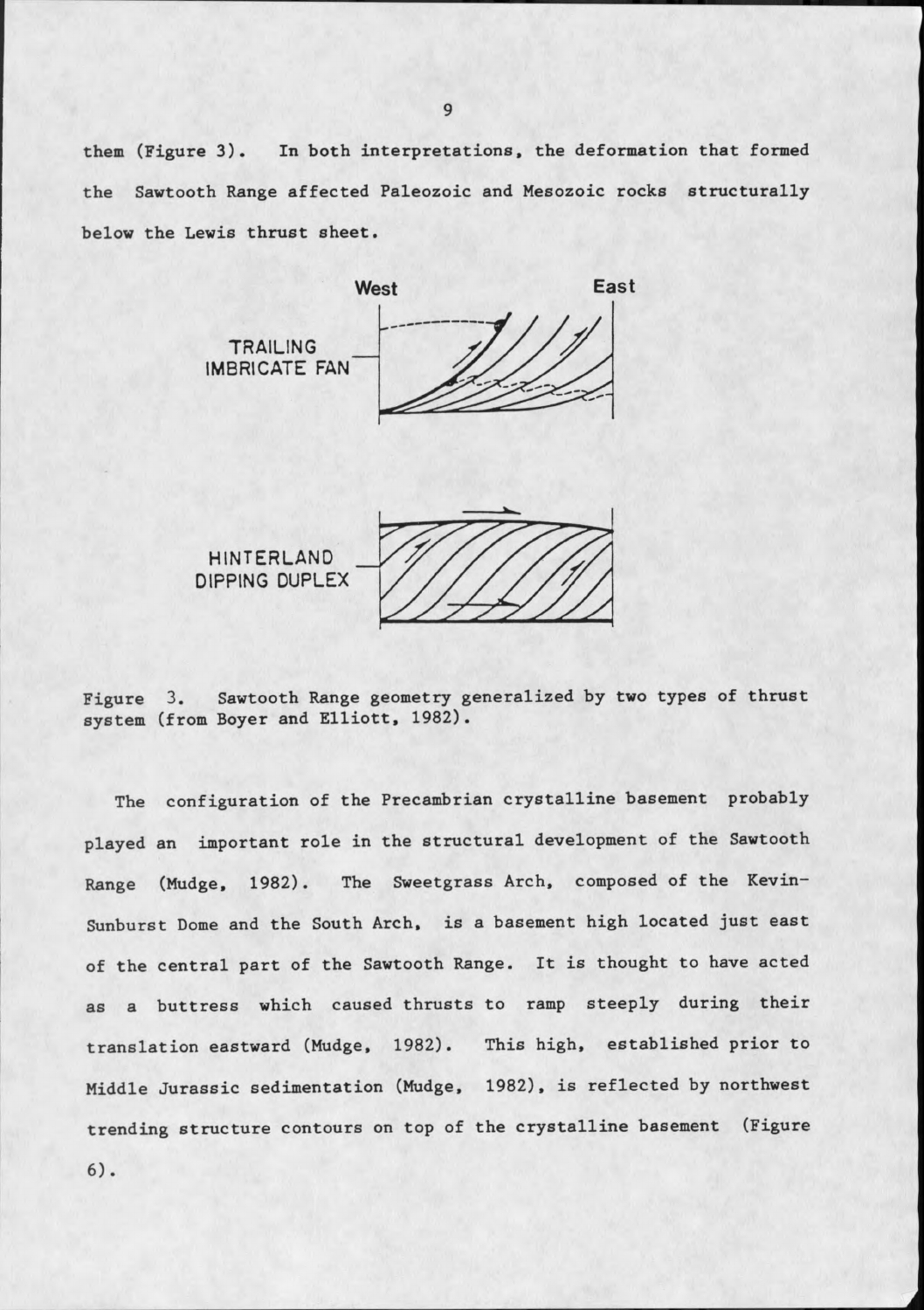them (Figure 3). In both interpretations, the deformation that formed the Sawtooth Range affected Paleozoic and Mesozoic rocks structurally below the Lewis thrust sheet.

Figure 3. Sawtooth Range geometry generalized by two types of thrust system (from Boyer and Elliott, 1982).

The configuration of the Precambrian crystalline basement probably played an important role in the structural development of the Sawtooth Range (Mudge, 1982). The Sweetgrass Arch, composed of the Kevin-Sunburst Dome and the South Arch, is a basement high located just east of the central part of the Sawtooth Range. It is thought to have acted as a buttress which caused thrusts to ramp steeply during their translation eastward (Mudge, 1982). This high, established prior to Middle Jurassic sedimentation (Mudge, 1982), is reflected by northwest trending structure contours on top of the crystalline basement (Figure 6).